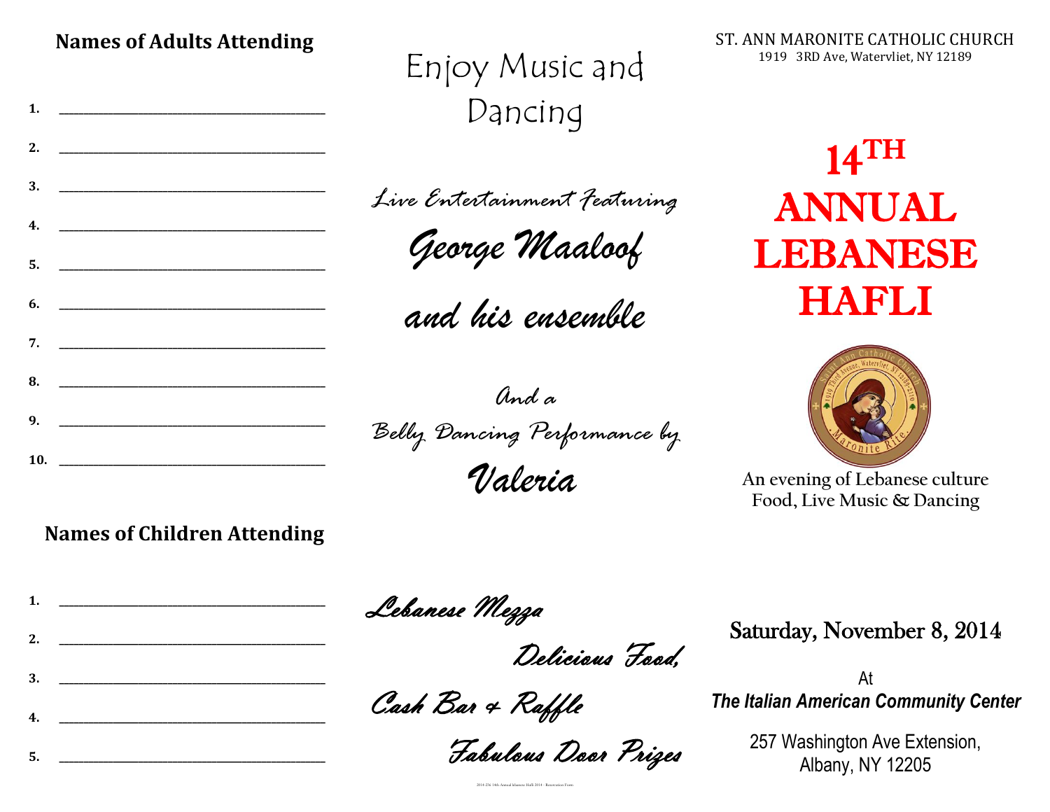## Names of Adults Attending

1. ______________________________________
2. ______________________________________
3. ______________________________________
4. ______________________________________
5. ______________________________________
6. ______________________________________
7. ______________________________________
8. ______________________________________
9. ______________________________________
10. ______________________________________

## Names of Children Attending

1. ______________________________________
2. ______________________________________
3. ______________________________________
4. ______________________________________
5. ______________________________________

# Enjoy Music and Dancing

*Live Entertainment Featuring*

***George Maaloof***

***and his ensemble***

*And a*

*Belly Dancing Performance by*

***Valeria***

*Lebanese Mezza*

*Delicious Food,*

*Cash Bar & Raffle*

*Fabulous Door Prizes*

2014-256 14th Annual lebanese Hafli 2014 - Reservation Form

ST. ANN MARONITE CATHOLIC CHURCH
1919 3RD Ave, Watervliet, NY 12189

# 14TH ANNUAL LEBANESE HAFLI

Saint Ann Catholic Church
1919 Third Avenue, Watervliet, NY 12189-2710
Maronite Rite

An evening of Lebanese culture
Food, Live Music & Dancing

**Saturday, November 8, 2014**

At
***The Italian American Community Center***

257 Washington Ave Extension,
Albany, NY 12205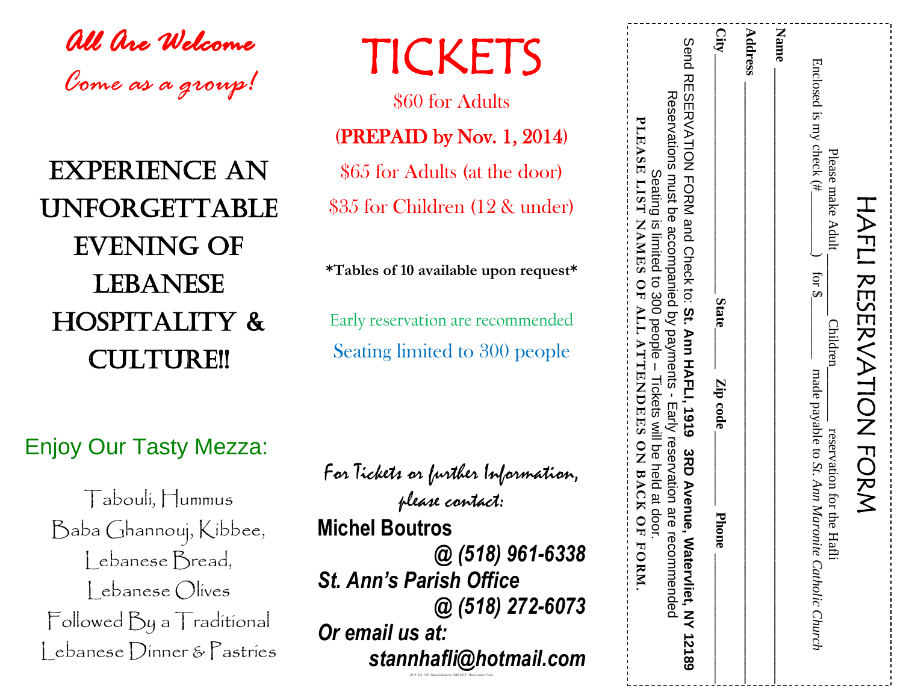*All Are Welcome*

*Come as a group!*

# Experience an Unforgettable Evening of Lebanese Hospitality & Culture!!

## Enjoy Our Tasty Mezza:

Tabouli, Hummus
Baba Ghannouj, Kibbee,
Lebanese Bread,
Lebanese Olives
Followed By a Traditional
Lebanese Dinner & Pastries

# TICKETS

$60 for Adults

**(PREPAID by Nov. 1, 2014)**

$65 for Adults (at the door)

$35 for Children (12 & under)

***Tables of 10 available upon request***

Early reservation are recommended

Seating limited to 300 people

*For Tickets or further Information, please contact:*

**Michel Boutros**
***@ (518) 961-6338***

***St. Ann's Parish Office***
***@ (518) 272-6073***

***Or email us at:***
***stannhafli@hotmail.com***

2014-236 14th Annual lebanese Hafli 2014 - Reservation Form

## HAFLI RESERVATION FORM

Please make Adult ______ Children______ reservation for the Hafli

Enclosed is my check (#________) for $________ made payable to *St. Ann Maronite Catholic Church*

**Name** ____________________________________________

**Address** __________________________________________

**City** ____________ **State** ______ **Zip code** ________ **Phone** ____________

Send RESERVATION FORM and Check to: **St. Ann HAFLI, 1919 3RD Avenue, Watervliet, NY 12189**

Reservations must be accompanied by payments - Early reservation are recommended

Seating is limited to 300 people – Tickets will be held at door.

**PLEASE LIST NAMES OF ALL ATTENDEES ON BACK OF FORM.**